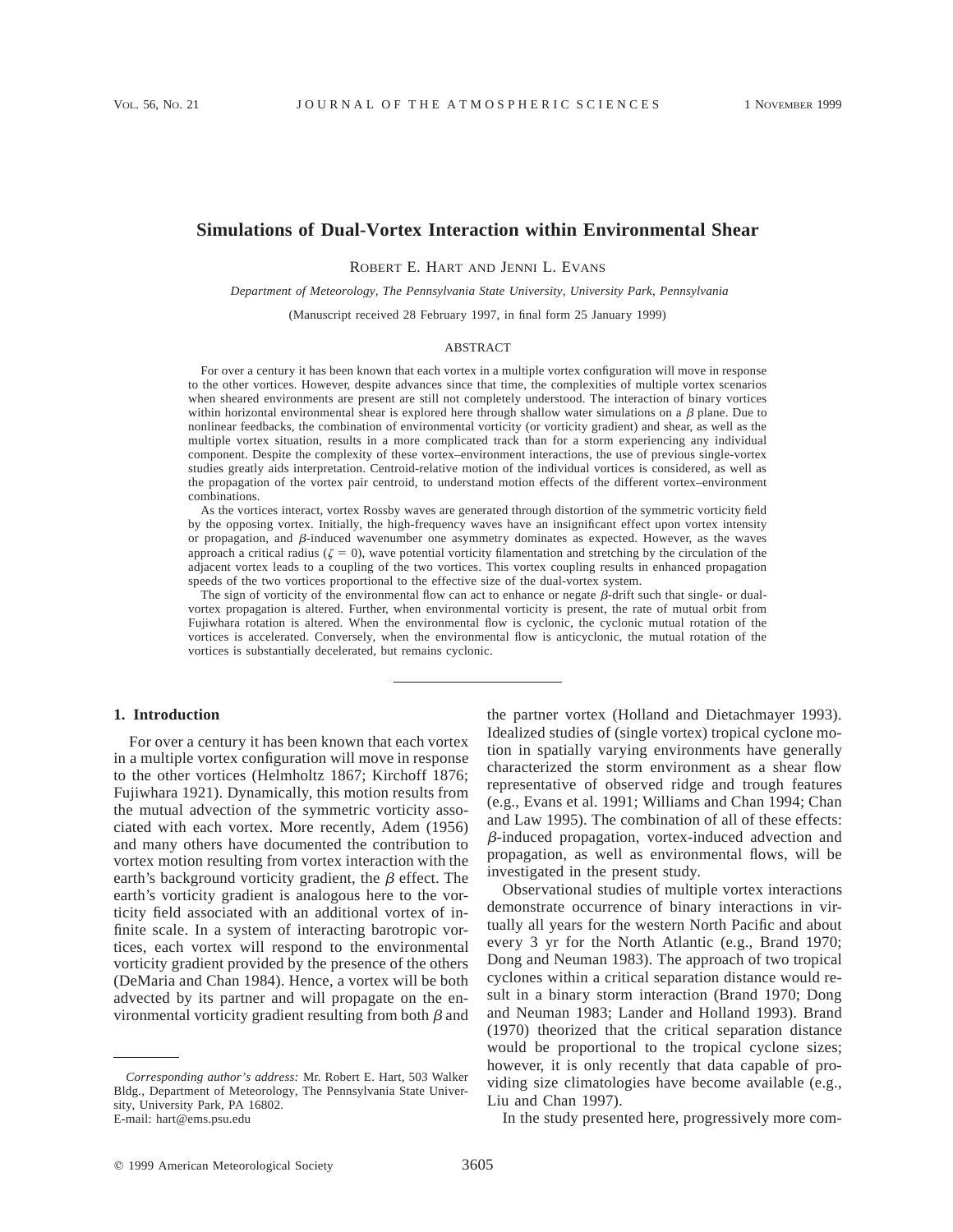# Simulations of Dual-Vortex Interaction within Environmental Shear

ROBERT E. HART AND JENNI L. EVANS

*Department of Meteorology, The Pennsylvania State University, University Park, Pennsylvania*

(Manuscript received 28 February 1997, in final form 25 January 1999)

## ABSTRACT

For over a century it has been known that each vortex in a multiple vortex configuration will move in response to the other vortices. However, despite advances since that time, the complexities of multiple vortex scenarios when sheared environments are present are still not completely understood. The interaction of binary vortices within horizontal environmental shear is explored here through shallow water simulations on a $\beta$ plane. Due to nonlinear feedbacks, the combination of environmental vorticity (or vorticity gradient) and shear, as well as the multiple vortex situation, results in a more complicated track than for a storm experiencing any individual component. Despite the complexity of these vortex–environment interactions, the use of previous single-vortex studies greatly aids interpretation. Centroid-relative motion of the individual vortices is considered, as well as the propagation of the vortex pair centroid, to understand motion effects of the different vortex–environment combinations.

As the vortices interact, vortex Rossby waves are generated through distortion of the symmetric vorticity field by the opposing vortex. Initially, the high-frequency waves have an insignificant effect upon vortex intensity or propagation, and $\beta$-induced wavenumber one asymmetry dominates as expected. However, as the waves approach a critical radius ($\zeta = 0$), wave potential vorticity filamentation and stretching by the circulation of the adjacent vortex leads to a coupling of the two vortices. This vortex coupling results in enhanced propagation speeds of the two vortices proportional to the effective size of the dual-vortex system.

The sign of vorticity of the environmental flow can act to enhance or negate $\beta$-drift such that single- or dual-vortex propagation is altered. Further, when environmental vorticity is present, the rate of mutual orbit from Fujiwhara rotation is altered. When the environmental flow is cyclonic, the cyclonic mutual rotation of the vortices is accelerated. Conversely, when the environmental flow is anticyclonic, the mutual rotation of the vortices is substantially decelerated, but remains cyclonic.

## 1. Introduction

For over a century it has been known that each vortex in a multiple vortex configuration will move in response to the other vortices (Helmholtz 1867; Kirchoff 1876; Fujiwhara 1921). Dynamically, this motion results from the mutual advection of the symmetric vorticity associated with each vortex. More recently, Adem (1956) and many others have documented the contribution to vortex motion resulting from vortex interaction with the earth's background vorticity gradient, the $\beta$ effect. The earth's vorticity gradient is analogous here to the vorticity field associated with an additional vortex of infinite scale. In a system of interacting barotropic vortices, each vortex will respond to the environmental vorticity gradient provided by the presence of the others (DeMaria and Chan 1984). Hence, a vortex will be both advected by its partner and will propagate on the environmental vorticity gradient resulting from both $\beta$ and the partner vortex (Holland and Dietachmayer 1993). Idealized studies of (single vortex) tropical cyclone motion in spatially varying environments have generally characterized the storm environment as a shear flow representative of observed ridge and trough features (e.g., Evans et al. 1991; Williams and Chan 1994; Chan and Law 1995). The combination of all of these effects: $\beta$-induced propagation, vortex-induced advection and propagation, as well as environmental flows, will be investigated in the present study.

Observational studies of multiple vortex interactions demonstrate occurrence of binary interactions in virtually all years for the western North Pacific and about every 3 yr for the North Atlantic (e.g., Brand 1970; Dong and Neuman 1983). The approach of two tropical cyclones within a critical separation distance would result in a binary storm interaction (Brand 1970; Dong and Neuman 1983; Lander and Holland 1993). Brand (1970) theorized that the critical separation distance would be proportional to the tropical cyclone sizes; however, it is only recently that data capable of providing size climatologies have become available (e.g., Liu and Chan 1997).

In the study presented here, progressively more com-

*Corresponding author's address:* Mr. Robert E. Hart, 503 Walker Bldg., Department of Meteorology, The Pennsylvania State University, University Park, PA 16802.
E-mail: hart@ems.psu.edu

© 1999 American Meteorological Society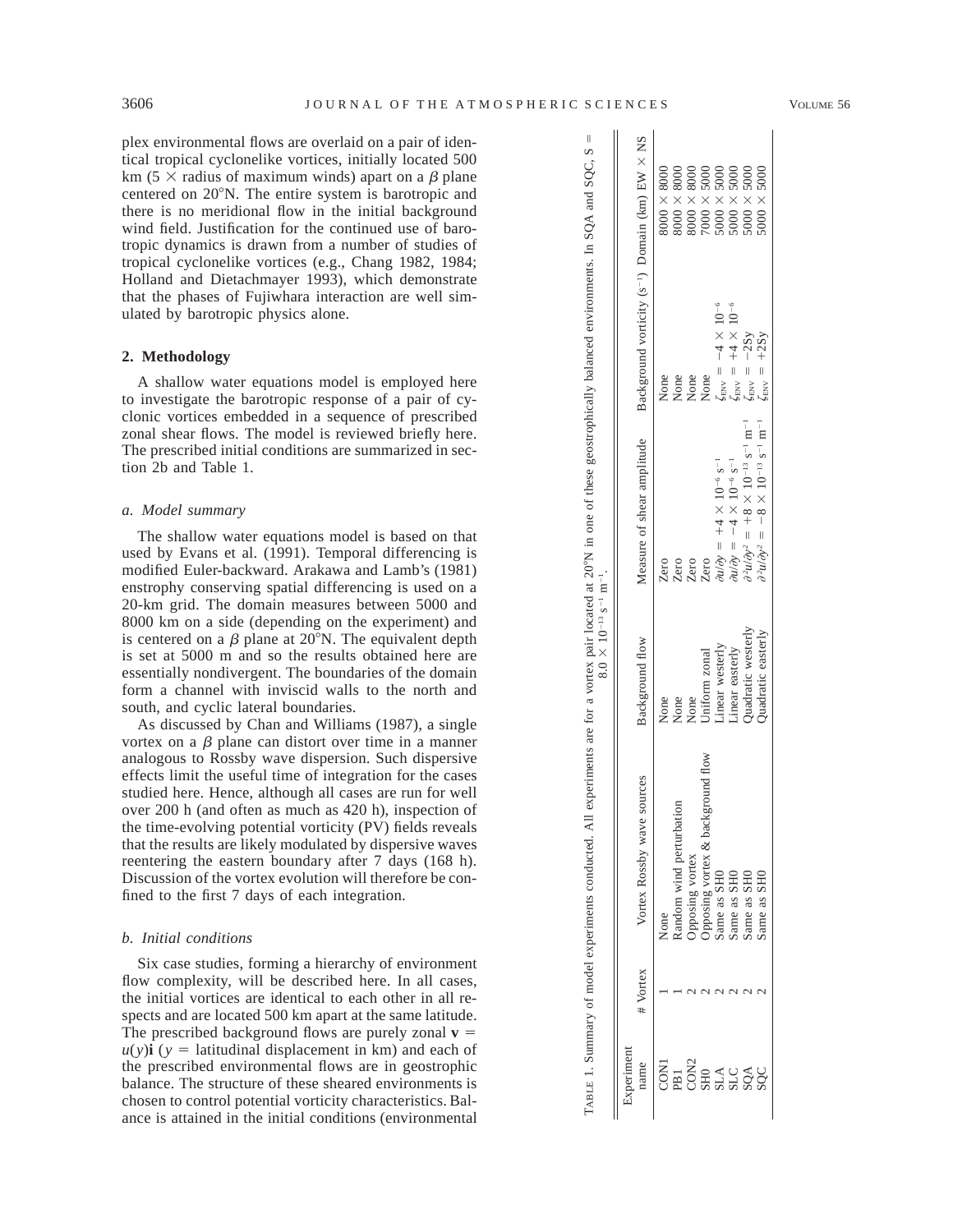plex environmental flows are overlaid on a pair of identical tropical cyclonelike vortices, initially located 500 km (5 × radius of maximum winds) apart on a $\beta$ plane centered on 20°N. The entire system is barotropic and there is no meridional flow in the initial background wind field. Justification for the continued use of barotropic dynamics is drawn from a number of studies of tropical cyclonelike vortices (e.g., Chang 1982, 1984; Holland and Dietachmayer 1993), which demonstrate that the phases of Fujiwhara interaction are well simulated by barotropic physics alone.

## 2. Methodology

A shallow water equations model is employed here to investigate the barotropic response of a pair of cyclonic vortices embedded in a sequence of prescribed zonal shear flows. The model is reviewed briefly here. The prescribed initial conditions are summarized in section 2b and Table 1.

### *a. Model summary*

The shallow water equations model is based on that used by Evans et al. (1991). Temporal differencing is modified Euler-backward. Arakawa and Lamb's (1981) enstrophy conserving spatial differencing is used on a 20-km grid. The domain measures between 5000 and 8000 km on a side (depending on the experiment) and is centered on a $\beta$ plane at 20°N. The equivalent depth is set at 5000 m and so the results obtained here are essentially nondivergent. The boundaries of the domain form a channel with inviscid walls to the north and south, and cyclic lateral boundaries.

As discussed by Chan and Williams (1987), a single vortex on a $\beta$ plane can distort over time in a manner analogous to Rossby wave dispersion. Such dispersive effects limit the useful time of integration for the cases studied here. Hence, although all cases are run for well over 200 h (and often as much as 420 h), inspection of the time-evolving potential vorticity (PV) fields reveals that the results are likely modulated by dispersive waves reentering the eastern boundary after 7 days (168 h). Discussion of the vortex evolution will therefore be confined to the first 7 days of each integration.

### *b. Initial conditions*

Six case studies, forming a hierarchy of environment flow complexity, will be described here. In all cases, the initial vortices are identical to each other in all respects and are located 500 km apart at the same latitude. The prescribed background flows are purely zonal $\mathbf{v} = u(y)\mathbf{i}$ ($y$ = latitudinal displacement in km) and each of the prescribed environmental flows are in geostrophic balance. The structure of these sheared environments is chosen to control potential vorticity characteristics. Balance is attained in the initial conditions (environmental

TABLE 1. Summary of model experiments conducted. All experiments are for a vortex pair located at 20°N in one of these geostrophically balanced environments. In SQA and SQC, $S = 8.0 \times 10^{-13}$ s$^{-1}$ m$^{-1}$.

| Experiment name | # Vortex | Vortex Rossby wave sources | Background flow | Measure of shear amplitude | Background vorticity (s$^{-1}$) | Domain (km) EW × NS |
|---|---|---|---|---|---|---|
| CON1 | 1 | None | None | Zero | None | 8000 × 8000 |
| PB1 | 1 | Random wind perturbation | None | Zero | None | 8000 × 8000 |
| CON2 | 2 | Opposing vortex | None | Zero | None | 8000 × 8000 |
| SH0 | 2 | Opposing vortex & background flow | Uniform zonal | Zero | None | 7000 × 5000 |
| SLA | 2 | Same as SH0 | Linear westerly | $\partial u/\partial y = +4 \times 10^{-6}$ s$^{-1}$ | $\zeta_{\text{ENV}} = -4 \times 10^{-6}$ | 5000 × 5000 |
| SLC | 2 | Same as SH0 | Linear easterly | $\partial u/\partial y = -4 \times 10^{-6}$ s$^{-1}$ | $\zeta_{\text{ENV}} = +4 \times 10^{-6}$ | 5000 × 5000 |
| SQA | 2 | Same as SH0 | Quadratic westerly | $\partial^2 u/\partial y^2 = +8 \times 10^{-13}$ s$^{-1}$ m$^{-1}$ | $\zeta_{\text{ENV}} = -2Sy$ | 5000 × 5000 |
| SQC | 2 | Same as SH0 | Quadratic easterly | $\partial^2 u/\partial y^2 = -8 \times 10^{-13}$ s$^{-1}$ m$^{-1}$ | $\zeta_{\text{ENV}} = +2Sy$ | 5000 × 5000 |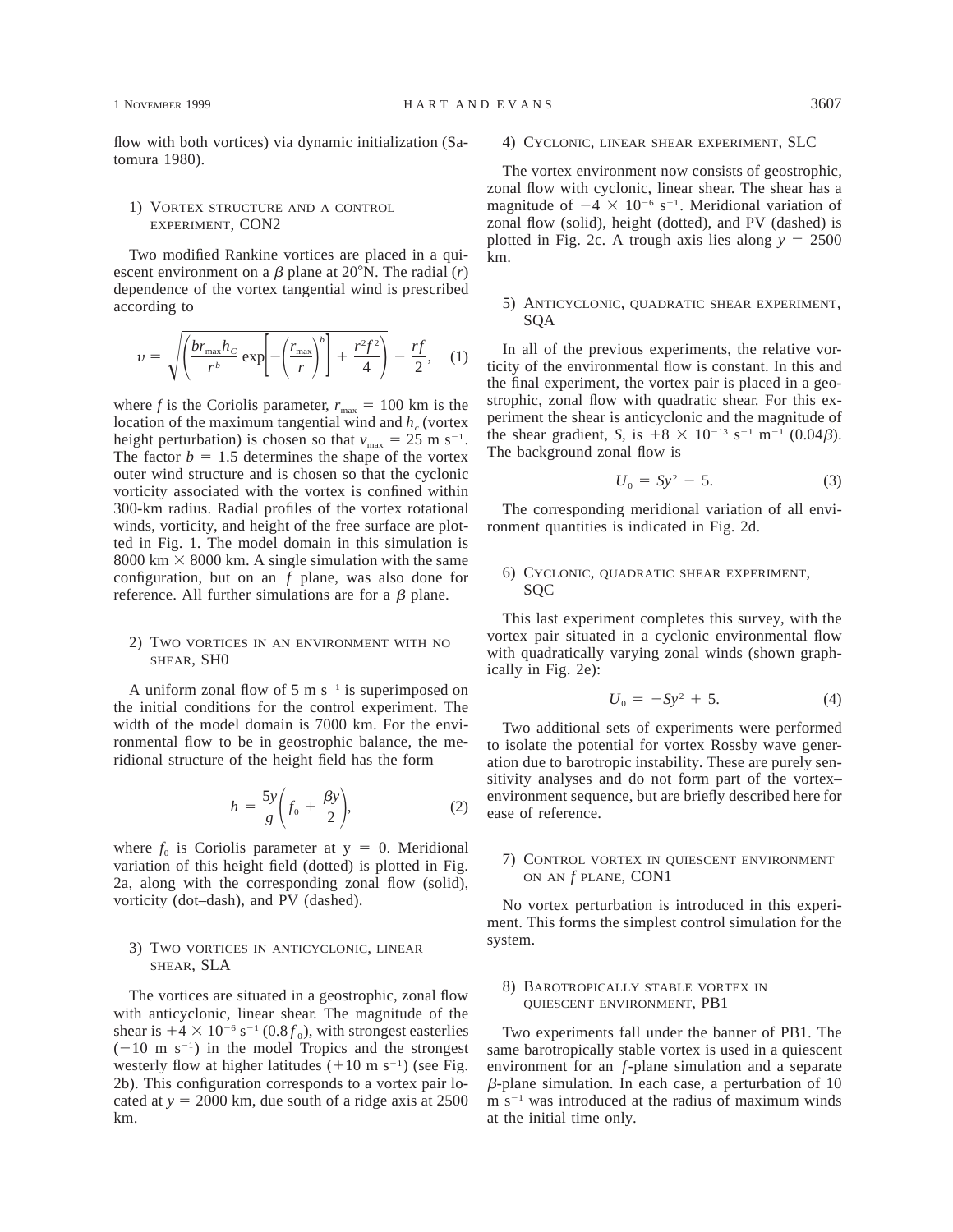flow with both vortices) via dynamic initialization (Satomura 1980).

#### 1) Vortex structure and a control experiment, CON2

Two modified Rankine vortices are placed in a quiescent environment on a $\beta$ plane at 20°N. The radial ($r$) dependence of the vortex tangential wind is prescribed according to

$$v = \sqrt{\left(\frac{br_{\max}h_C}{r^b}\exp\left[-\left(\frac{r_{\max}}{r}\right)^b\right] + \frac{r^2f^2}{4}\right)} - \frac{rf}{2}, \quad (1)$$

where $f$ is the Coriolis parameter, $r_{\max} = 100$ km is the location of the maximum tangential wind and $h_c$ (vortex height perturbation) is chosen so that $v_{\max} = 25$ m s$^{-1}$. The factor $b = 1.5$ determines the shape of the vortex outer wind structure and is chosen so that the cyclonic vorticity associated with the vortex is confined within 300-km radius. Radial profiles of the vortex rotational winds, vorticity, and height of the free surface are plotted in Fig. 1. The model domain in this simulation is 8000 km × 8000 km. A single simulation with the same configuration, but on an $f$ plane, was also done for reference. All further simulations are for a $\beta$ plane.

#### 2) Two vortices in an environment with no shear, SH0

A uniform zonal flow of 5 m s$^{-1}$ is superimposed on the initial conditions for the control experiment. The width of the model domain is 7000 km. For the environmental flow to be in geostrophic balance, the meridional structure of the height field has the form

$$h = \frac{5y}{g}\left(f_0 + \frac{\beta y}{2}\right), \quad (2)$$

where $f_0$ is Coriolis parameter at y = 0. Meridional variation of this height field (dotted) is plotted in Fig. 2a, along with the corresponding zonal flow (solid), vorticity (dot–dash), and PV (dashed).

#### 3) Two vortices in anticyclonic, linear shear, SLA

The vortices are situated in a geostrophic, zonal flow with anticyclonic, linear shear. The magnitude of the shear is $+4 \times 10^{-6}$ s$^{-1}$ ($0.8f_0$), with strongest easterlies ($-10$ m s$^{-1}$) in the model Tropics and the strongest westerly flow at higher latitudes ($+10$ m s$^{-1}$) (see Fig. 2b). This configuration corresponds to a vortex pair located at $y = 2000$ km, due south of a ridge axis at 2500 km.

#### 4) Cyclonic, linear shear experiment, SLC

The vortex environment now consists of geostrophic, zonal flow with cyclonic, linear shear. The shear has a magnitude of $-4 \times 10^{-6}$ s$^{-1}$. Meridional variation of zonal flow (solid), height (dotted), and PV (dashed) is plotted in Fig. 2c. A trough axis lies along $y = 2500$ km.

#### 5) Anticyclonic, quadratic shear experiment, SQA

In all of the previous experiments, the relative vorticity of the environmental flow is constant. In this and the final experiment, the vortex pair is placed in a geostrophic, zonal flow with quadratic shear. For this experiment the shear is anticyclonic and the magnitude of the shear gradient, $S$, is $+8 \times 10^{-13}$ s$^{-1}$ m$^{-1}$ ($0.04\beta$). The background zonal flow is

$$U_0 = Sy^2 - 5. \quad (3)$$

The corresponding meridional variation of all environment quantities is indicated in Fig. 2d.

#### 6) Cyclonic, quadratic shear experiment, SQC

This last experiment completes this survey, with the vortex pair situated in a cyclonic environmental flow with quadratically varying zonal winds (shown graphically in Fig. 2e):

$$U_0 = -Sy^2 + 5. \quad (4)$$

Two additional sets of experiments were performed to isolate the potential for vortex Rossby wave generation due to barotropic instability. These are purely sensitivity analyses and do not form part of the vortex–environment sequence, but are briefly described here for ease of reference.

#### 7) Control vortex in quiescent environment on an $f$ plane, CON1

No vortex perturbation is introduced in this experiment. This forms the simplest control simulation for the system.

#### 8) Barotropically stable vortex in quiescent environment, PB1

Two experiments fall under the banner of PB1. The same barotropically stable vortex is used in a quiescent environment for an $f$-plane simulation and a separate $\beta$-plane simulation. In each case, a perturbation of 10 m s$^{-1}$ was introduced at the radius of maximum winds at the initial time only.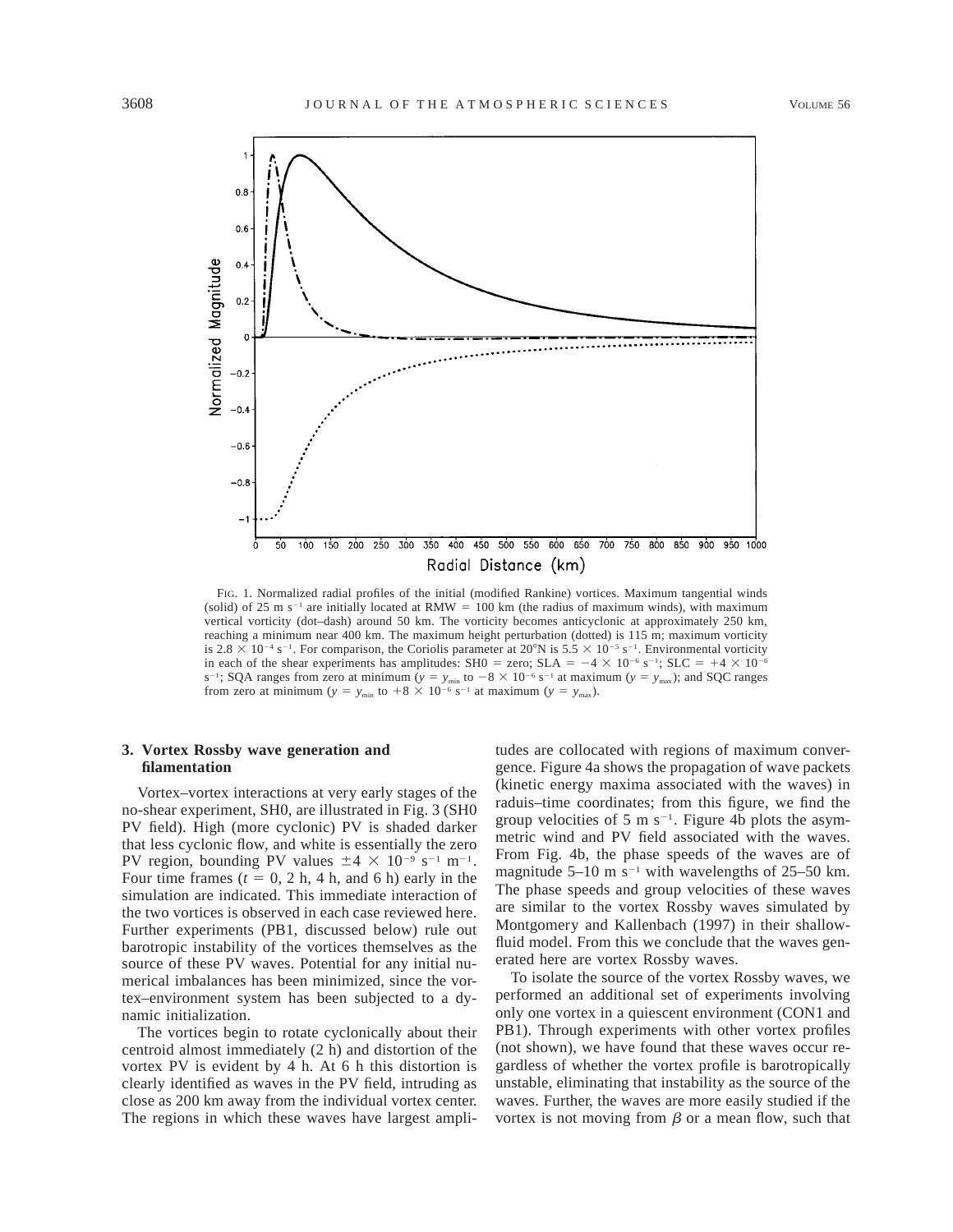FIG. 1. Normalized radial profiles of the initial (modified Rankine) vortices. Maximum tangential winds (solid) of 25 m s$^{-1}$ are initially located at RMW = 100 km (the radius of maximum winds), with maximum vertical vorticity (dot–dash) around 50 km. The vorticity becomes anticyclonic at approximately 250 km, reaching a minimum near 400 km. The maximum height perturbation (dotted) is 115 m; maximum vorticity is $2.8 \times 10^{-4}$ s$^{-1}$. For comparison, the Coriolis parameter at 20°N is $5.5 \times 10^{-5}$ s$^{-1}$. Environmental vorticity in each of the shear experiments has amplitudes: SH0 = zero; SLA = $-4 \times 10^{-6}$ s$^{-1}$; SLC = $+4 \times 10^{-6}$ s$^{-1}$; SQA ranges from zero at minimum ($y = y_{min}$ to $-8 \times 10^{-6}$ s$^{-1}$ at maximum ($y = y_{max}$); and SQC ranges from zero at minimum ($y = y_{min}$ to $+8 \times 10^{-6}$ s$^{-1}$ at maximum ($y = y_{max}$).

## 3. Vortex Rossby wave generation and filamentation

Vortex–vortex interactions at very early stages of the no-shear experiment, SH0, are illustrated in Fig. 3 (SH0 PV field). High (more cyclonic) PV is shaded darker that less cyclonic flow, and white is essentially the zero PV region, bounding PV values $\pm 4 \times 10^{-9}$ s$^{-1}$ m$^{-1}$. Four time frames ($t$ = 0, 2 h, 4 h, and 6 h) early in the simulation are indicated. This immediate interaction of the two vortices is observed in each case reviewed here. Further experiments (PB1, discussed below) rule out barotropic instability of the vortices themselves as the source of these PV waves. Potential for any initial numerical imbalances has been minimized, since the vortex–environment system has been subjected to a dynamic initialization.

The vortices begin to rotate cyclonically about their centroid almost immediately (2 h) and distortion of the vortex PV is evident by 4 h. At 6 h this distortion is clearly identified as waves in the PV field, intruding as close as 200 km away from the individual vortex center. The regions in which these waves have largest amplitudes are collocated with regions of maximum convergence. Figure 4a shows the propagation of wave packets (kinetic energy maxima associated with the waves) in raduis–time coordinates; from this figure, we find the group velocities of 5 m s$^{-1}$. Figure 4b plots the asymmetric wind and PV field associated with the waves. From Fig. 4b, the phase speeds of the waves are of magnitude 5–10 m s$^{-1}$ with wavelengths of 25–50 km. The phase speeds and group velocities of these waves are similar to the vortex Rossby waves simulated by Montgomery and Kallenbach (1997) in their shallow-fluid model. From this we conclude that the waves generated here are vortex Rossby waves.

To isolate the source of the vortex Rossby waves, we performed an additional set of experiments involving only one vortex in a quiescent environment (CON1 and PB1). Through experiments with other vortex profiles (not shown), we have found that these waves occur regardless of whether the vortex profile is barotropically unstable, eliminating that instability as the source of the waves. Further, the waves are more easily studied if the vortex is not moving from $\beta$ or a mean flow, such that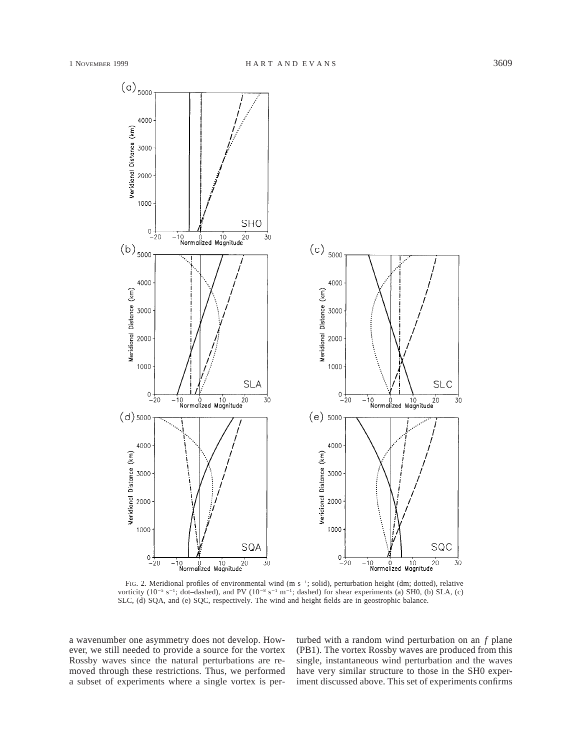FIG. 2. Meridional profiles of environmental wind (m s$^{-1}$; solid), perturbation height (dm; dotted), relative vorticity ($10^{-5}$ s$^{-1}$; dot–dashed), and PV ($10^{-8}$ s$^{-1}$ m$^{-1}$; dashed) for shear experiments (a) SH0, (b) SLA, (c) SLC, (d) SQA, and (e) SQC, respectively. The wind and height fields are in geostrophic balance.

a wavenumber one asymmetry does not develop. However, we still needed to provide a source for the vortex Rossby waves since the natural perturbations are removed through these restrictions. Thus, we performed a subset of experiments where a single vortex is perturbed with a random wind perturbation on an $f$ plane (PB1). The vortex Rossby waves are produced from this single, instantaneous wind perturbation and the waves have very similar structure to those in the SH0 experiment discussed above. This set of experiments confirms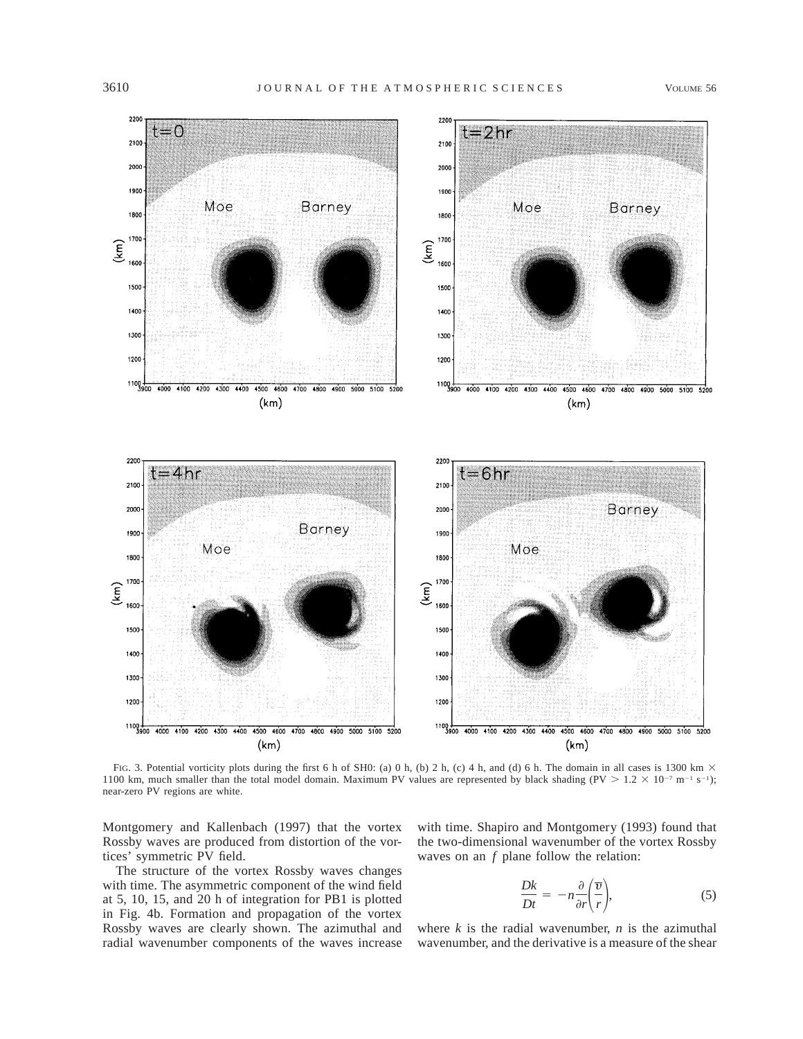FIG. 3. Potential vorticity plots during the first 6 h of SH0: (a) 0 h, (b) 2 h, (c) 4 h, and (d) 6 h. The domain in all cases is 1300 km × 1100 km, much smaller than the total model domain. Maximum PV values are represented by black shading (PV > $1.2 \times 10^{-7}$ m$^{-1}$ s$^{-1}$); near-zero PV regions are white.

Montgomery and Kallenbach (1997) that the vortex Rossby waves are produced from distortion of the vortices' symmetric PV field.

The structure of the vortex Rossby waves changes with time. The asymmetric component of the wind field at 5, 10, 15, and 20 h of integration for PB1 is plotted in Fig. 4b. Formation and propagation of the vortex Rossby waves are clearly shown. The azimuthal and radial wavenumber components of the waves increase with time. Shapiro and Montgomery (1993) found that the two-dimensional wavenumber of the vortex Rossby waves on an $f$ plane follow the relation:

$$\frac{Dk}{Dt} = -n\frac{\partial}{\partial r}\left(\frac{\overline{v}}{r}\right), \tag{5}$$

where $k$ is the radial wavenumber, $n$ is the azimuthal wavenumber, and the derivative is a measure of the shear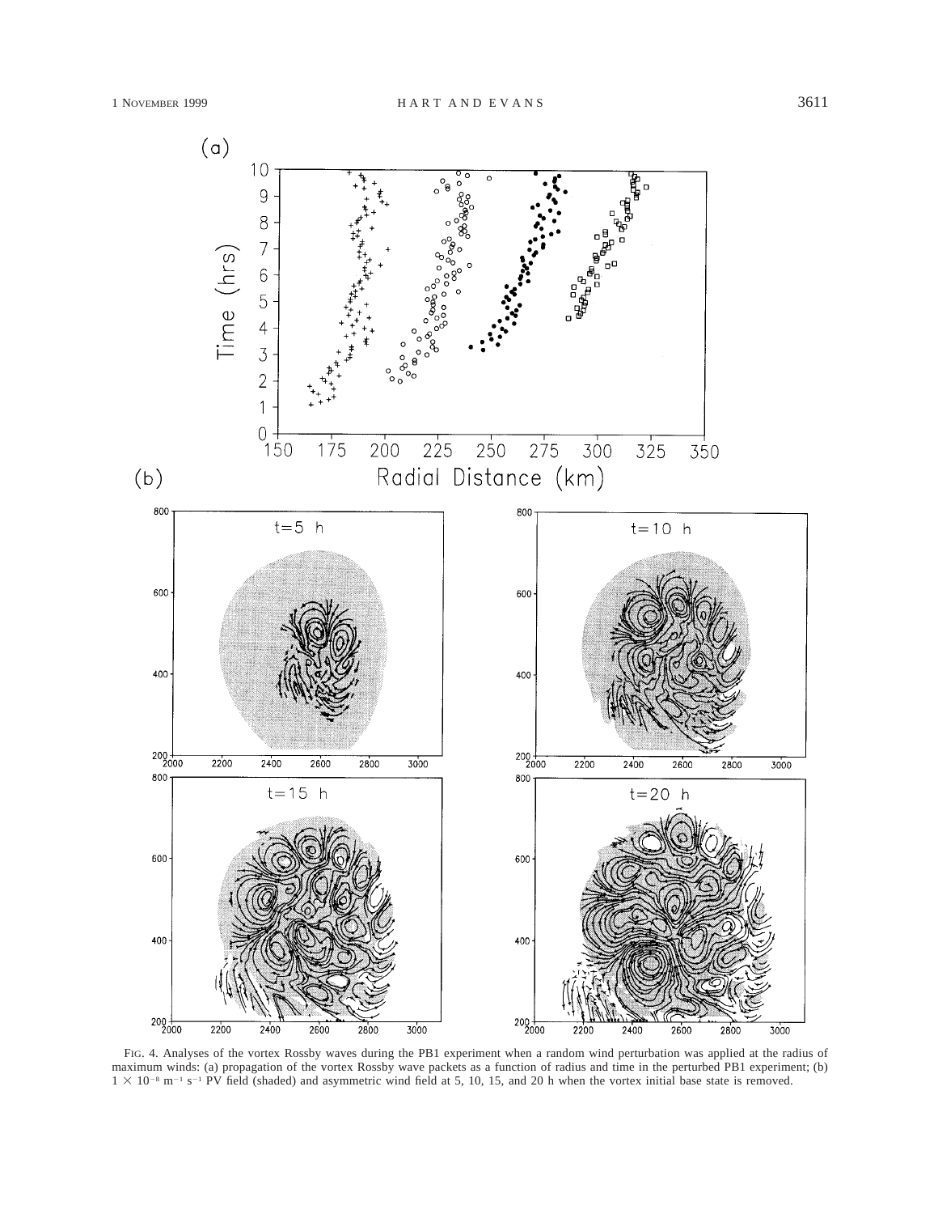FIG. 4. Analyses of the vortex Rossby waves during the PB1 experiment when a random wind perturbation was applied at the radius of maximum winds: (a) propagation of the vortex Rossby wave packets as a function of radius and time in the perturbed PB1 experiment; (b) $1 \times 10^{-8}$ m$^{-1}$ s$^{-1}$ PV field (shaded) and asymmetric wind field at 5, 10, 15, and 20 h when the vortex initial base state is removed.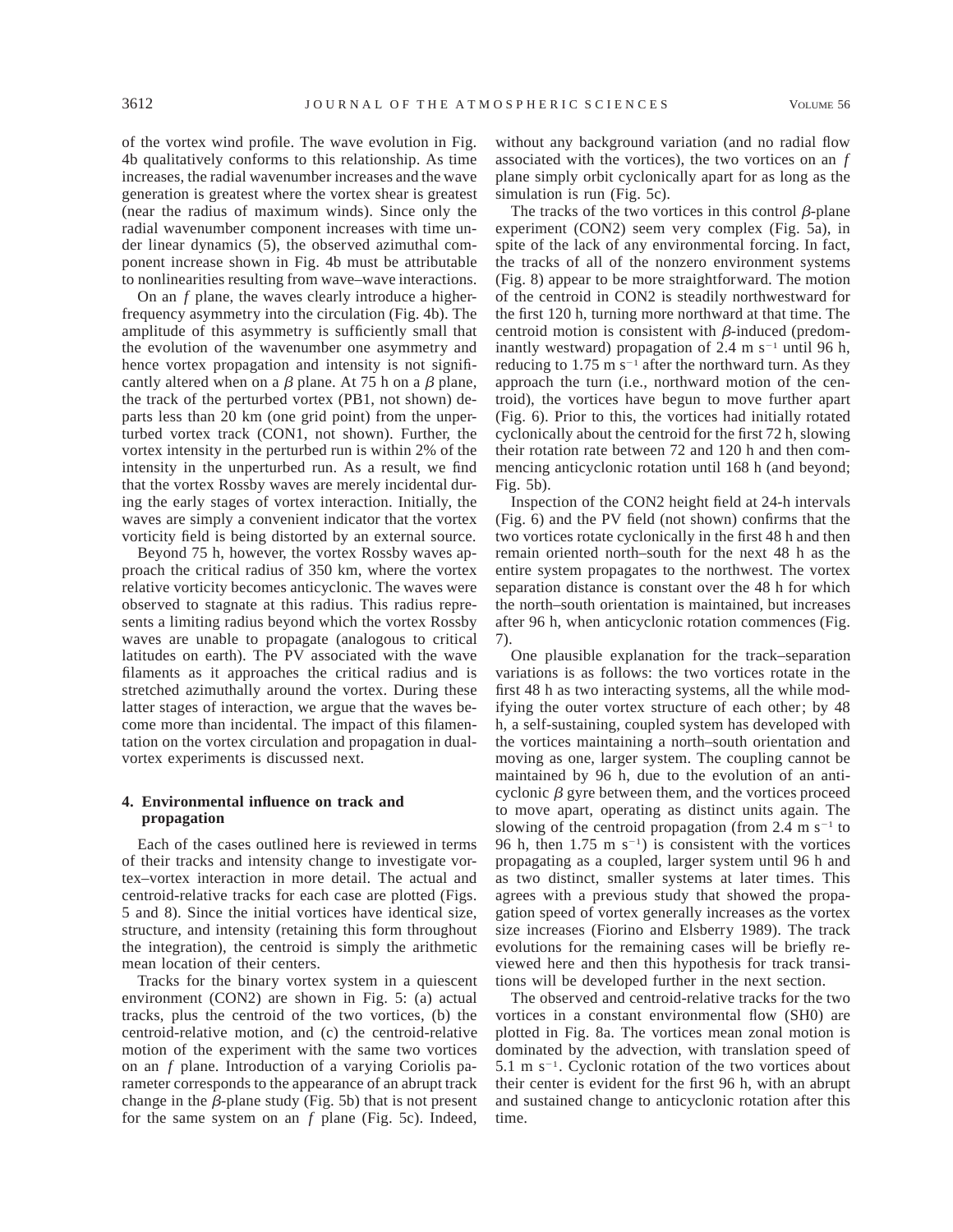of the vortex wind profile. The wave evolution in Fig. 4b qualitatively conforms to this relationship. As time increases, the radial wavenumber increases and the wave generation is greatest where the vortex shear is greatest (near the radius of maximum winds). Since only the radial wavenumber component increases with time under linear dynamics (5), the observed azimuthal component increase shown in Fig. 4b must be attributable to nonlinearities resulting from wave–wave interactions.

On an $f$ plane, the waves clearly introduce a higher-frequency asymmetry into the circulation (Fig. 4b). The amplitude of this asymmetry is sufficiently small that the evolution of the wavenumber one asymmetry and hence vortex propagation and intensity is not significantly altered when on a $\beta$ plane. At 75 h on a $\beta$ plane, the track of the perturbed vortex (PB1, not shown) departs less than 20 km (one grid point) from the unperturbed vortex track (CON1, not shown). Further, the vortex intensity in the perturbed run is within 2% of the intensity in the unperturbed run. As a result, we find that the vortex Rossby waves are merely incidental during the early stages of vortex interaction. Initially, the waves are simply a convenient indicator that the vortex vorticity field is being distorted by an external source.

Beyond 75 h, however, the vortex Rossby waves approach the critical radius of 350 km, where the vortex relative vorticity becomes anticyclonic. The waves were observed to stagnate at this radius. This radius represents a limiting radius beyond which the vortex Rossby waves are unable to propagate (analogous to critical latitudes on earth). The PV associated with the wave filaments as it approaches the critical radius and is stretched azimuthally around the vortex. During these latter stages of interaction, we argue that the waves become more than incidental. The impact of this filamentation on the vortex circulation and propagation in dual-vortex experiments is discussed next.

## 4. Environmental influence on track and propagation

Each of the cases outlined here is reviewed in terms of their tracks and intensity change to investigate vortex–vortex interaction in more detail. The actual and centroid-relative tracks for each case are plotted (Figs. 5 and 8). Since the initial vortices have identical size, structure, and intensity (retaining this form throughout the integration), the centroid is simply the arithmetic mean location of their centers.

Tracks for the binary vortex system in a quiescent environment (CON2) are shown in Fig. 5: (a) actual tracks, plus the centroid of the two vortices, (b) the centroid-relative motion, and (c) the centroid-relative motion of the experiment with the same two vortices on an $f$ plane. Introduction of a varying Coriolis parameter corresponds to the appearance of an abrupt track change in the $\beta$-plane study (Fig. 5b) that is not present for the same system on an $f$ plane (Fig. 5c). Indeed, without any background variation (and no radial flow associated with the vortices), the two vortices on an $f$ plane simply orbit cyclonically apart for as long as the simulation is run (Fig. 5c).

The tracks of the two vortices in this control $\beta$-plane experiment (CON2) seem very complex (Fig. 5a), in spite of the lack of any environmental forcing. In fact, the tracks of all of the nonzero environment systems (Fig. 8) appear to be more straightforward. The motion of the centroid in CON2 is steadily northwestward for the first 120 h, turning more northward at that time. The centroid motion is consistent with $\beta$-induced (predominantly westward) propagation of 2.4 m s$^{-1}$ until 96 h, reducing to 1.75 m s$^{-1}$ after the northward turn. As they approach the turn (i.e., northward motion of the centroid), the vortices have begun to move further apart (Fig. 6). Prior to this, the vortices had initially rotated cyclonically about the centroid for the first 72 h, slowing their rotation rate between 72 and 120 h and then commencing anticyclonic rotation until 168 h (and beyond; Fig. 5b).

Inspection of the CON2 height field at 24-h intervals (Fig. 6) and the PV field (not shown) confirms that the two vortices rotate cyclonically in the first 48 h and then remain oriented north–south for the next 48 h as the entire system propagates to the northwest. The vortex separation distance is constant over the 48 h for which the north–south orientation is maintained, but increases after 96 h, when anticyclonic rotation commences (Fig. 7).

One plausible explanation for the track–separation variations is as follows: the two vortices rotate in the first 48 h as two interacting systems, all the while modifying the outer vortex structure of each other; by 48 h, a self-sustaining, coupled system has developed with the vortices maintaining a north–south orientation and moving as one, larger system. The coupling cannot be maintained by 96 h, due to the evolution of an anticyclonic $\beta$ gyre between them, and the vortices proceed to move apart, operating as distinct units again. The slowing of the centroid propagation (from 2.4 m s$^{-1}$ to 96 h, then 1.75 m s$^{-1}$) is consistent with the vortices propagating as a coupled, larger system until 96 h and as two distinct, smaller systems at later times. This agrees with a previous study that showed the propagation speed of vortex generally increases as the vortex size increases (Fiorino and Elsberry 1989). The track evolutions for the remaining cases will be briefly reviewed here and then this hypothesis for track transitions will be developed further in the next section.

The observed and centroid-relative tracks for the two vortices in a constant environmental flow (SH0) are plotted in Fig. 8a. The vortices mean zonal motion is dominated by the advection, with translation speed of 5.1 m s$^{-1}$. Cyclonic rotation of the two vortices about their center is evident for the first 96 h, with an abrupt and sustained change to anticyclonic rotation after this time.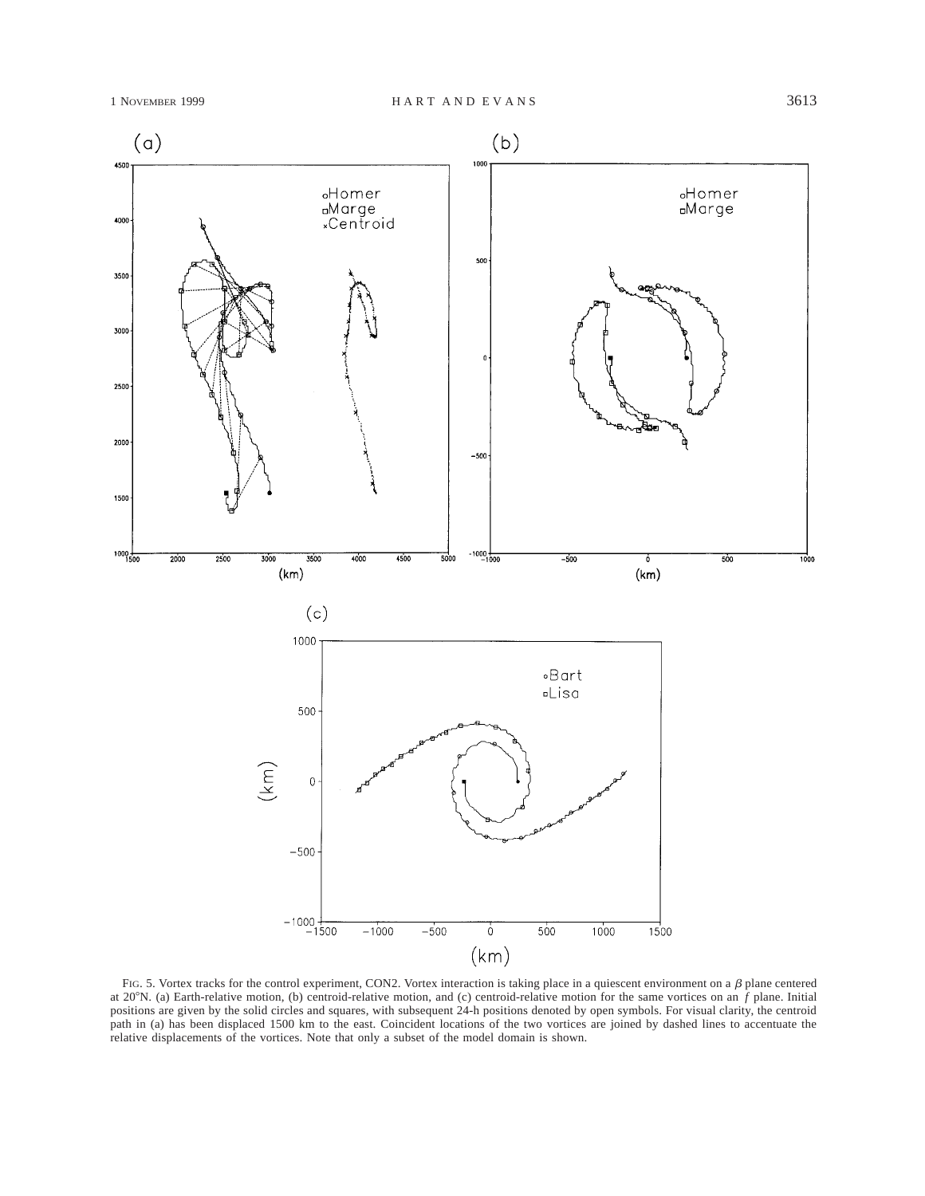FIG. 5. Vortex tracks for the control experiment, CON2. Vortex interaction is taking place in a quiescent environment on a $\beta$ plane centered at 20°N. (a) Earth-relative motion, (b) centroid-relative motion, and (c) centroid-relative motion for the same vortices on an $f$ plane. Initial positions are given by the solid circles and squares, with subsequent 24-h positions denoted by open symbols. For visual clarity, the centroid path in (a) has been displaced 1500 km to the east. Coincident locations of the two vortices are joined by dashed lines to accentuate the relative displacements of the vortices. Note that only a subset of the model domain is shown.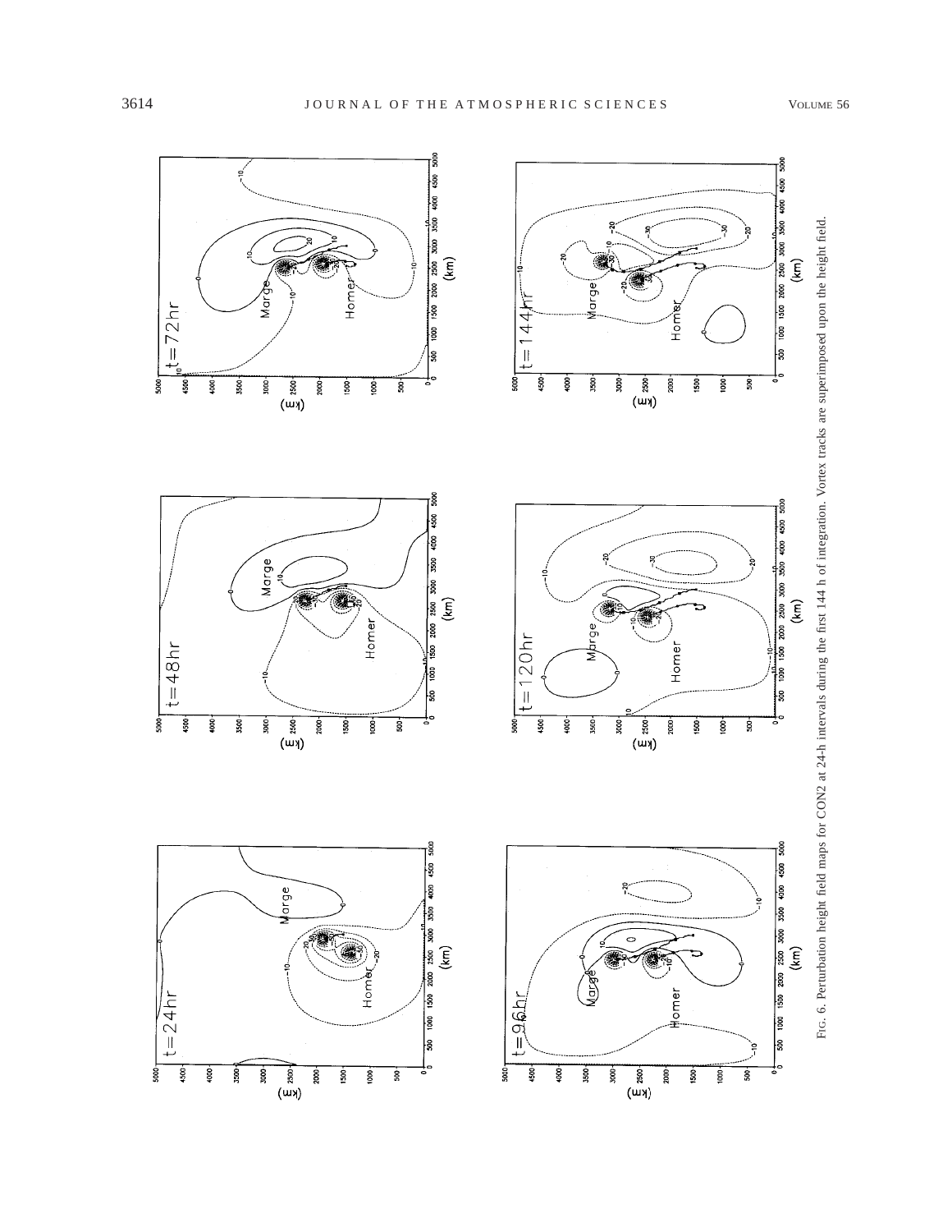FIG. 6. Perturbation height field maps for CON2 at 24-h intervals during the first 144 h of integration. Vortex tracks are superimposed upon the height field.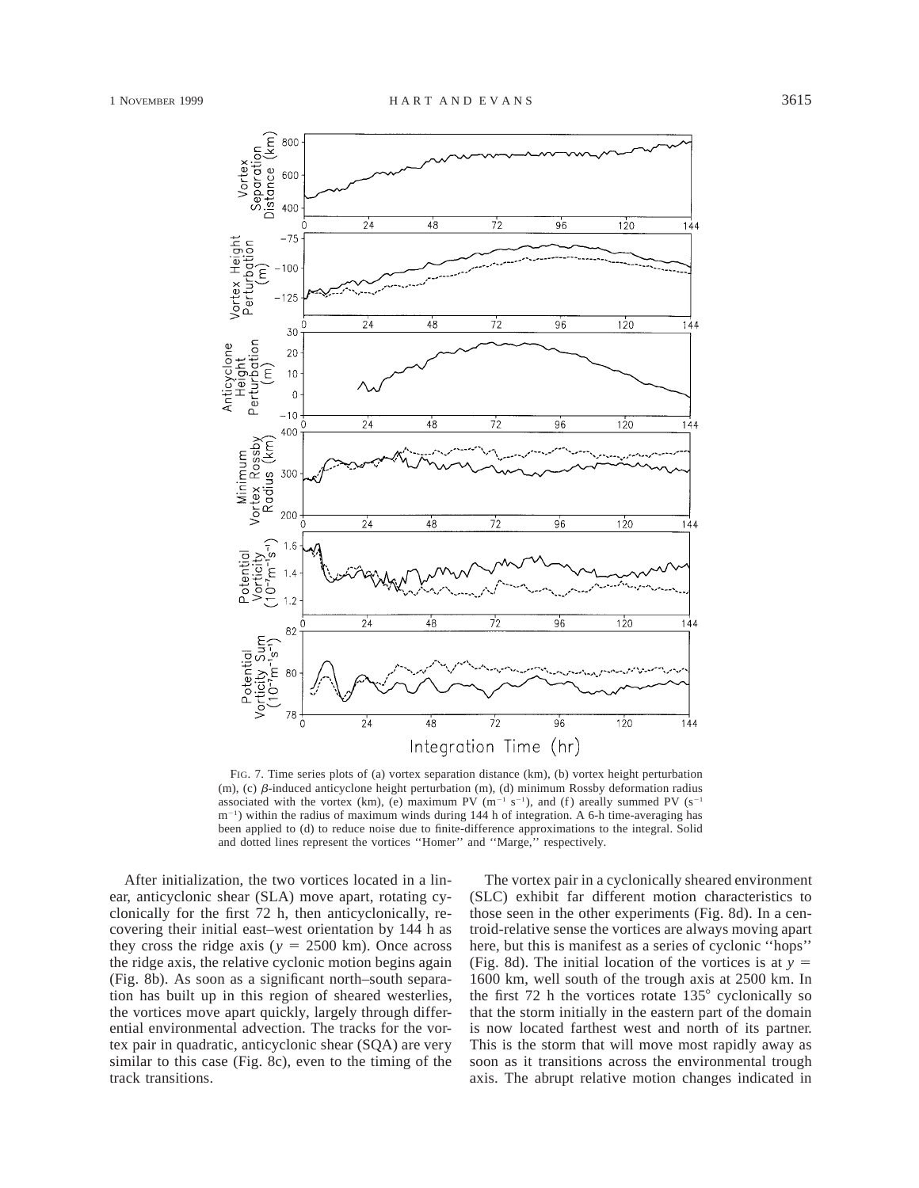FIG. 7. Time series plots of (a) vortex separation distance (km), (b) vortex height perturbation (m), (c) $\beta$-induced anticyclone height perturbation (m), (d) minimum Rossby deformation radius associated with the vortex (km), (e) maximum PV ($m^{-1}\ s^{-1}$), and (f) areally summed PV ($s^{-1}\ m^{-1}$) within the radius of maximum winds during 144 h of integration. A 6-h time-averaging has been applied to (d) to reduce noise due to finite-difference approximations to the integral. Solid and dotted lines represent the vortices ''Homer'' and ''Marge,'' respectively.

After initialization, the two vortices located in a linear, anticyclonic shear (SLA) move apart, rotating cyclonically for the first 72 h, then anticyclonically, recovering their initial east–west orientation by 144 h as they cross the ridge axis ($y = 2500$ km). Once across the ridge axis, the relative cyclonic motion begins again (Fig. 8b). As soon as a significant north–south separation has built up in this region of sheared westerlies, the vortices move apart quickly, largely through differential environmental advection. The tracks for the vortex pair in quadratic, anticyclonic shear (SQA) are very similar to this case (Fig. 8c), even to the timing of the track transitions.

The vortex pair in a cyclonically sheared environment (SLC) exhibit far different motion characteristics to those seen in the other experiments (Fig. 8d). In a centroid-relative sense the vortices are always moving apart here, but this is manifest as a series of cyclonic ''hops'' (Fig. 8d). The initial location of the vortices is at $y = 1600$ km, well south of the trough axis at 2500 km. In the first 72 h the vortices rotate 135° cyclonically so that the storm initially in the eastern part of the domain is now located farthest west and north of its partner. This is the storm that will move most rapidly away as soon as it transitions across the environmental trough axis. The abrupt relative motion changes indicated in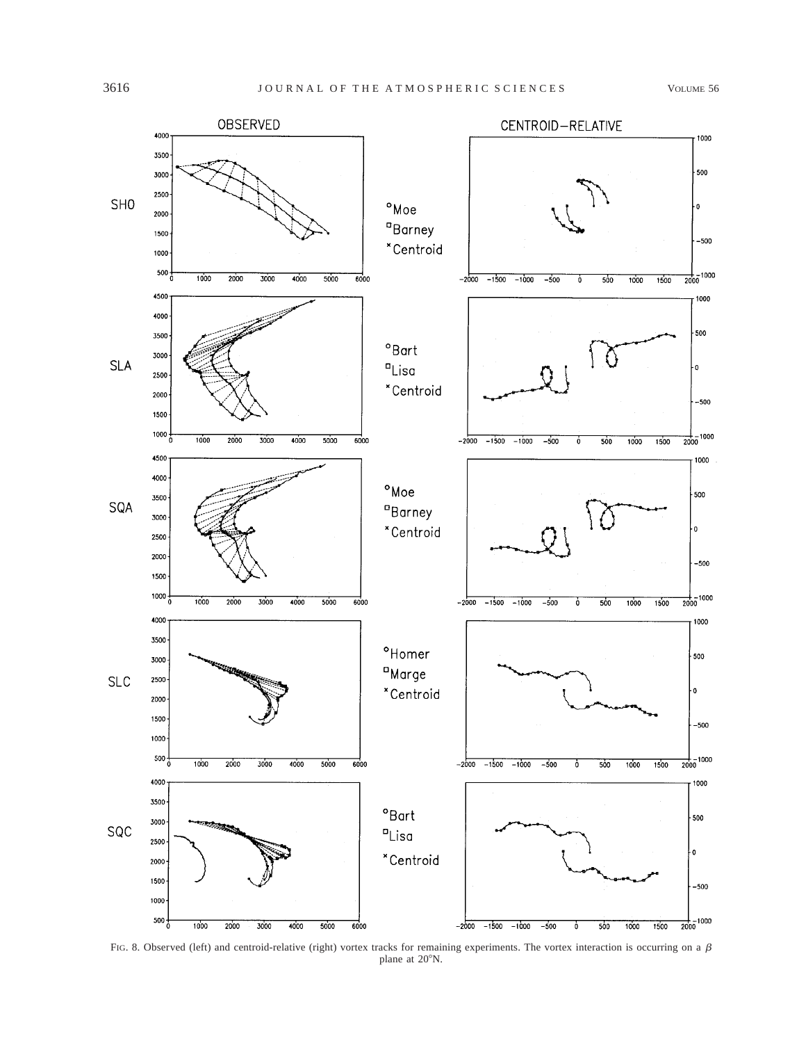FIG. 8. Observed (left) and centroid-relative (right) vortex tracks for remaining experiments. The vortex interaction is occurring on a $\beta$ plane at 20°N.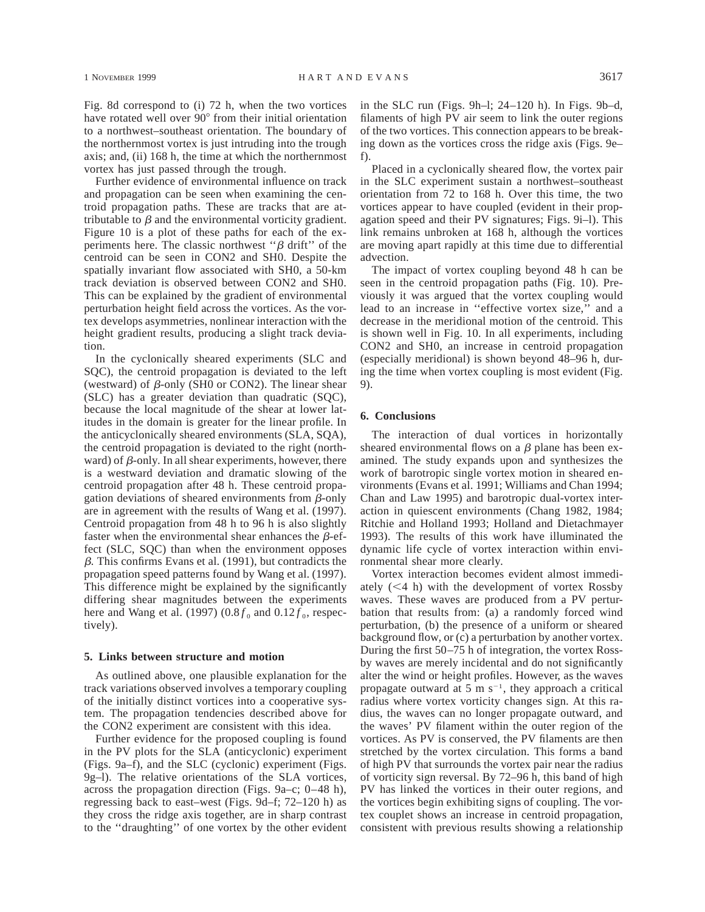Fig. 8d correspond to (i) 72 h, when the two vortices have rotated well over 90° from their initial orientation to a northwest–southeast orientation. The boundary of the northernmost vortex is just intruding into the trough axis; and, (ii) 168 h, the time at which the northernmost vortex has just passed through the trough.

Further evidence of environmental influence on track and propagation can be seen when examining the centroid propagation paths. These are tracks that are attributable to $\beta$ and the environmental vorticity gradient. Figure 10 is a plot of these paths for each of the experiments here. The classic northwest ''$\beta$ drift'' of the centroid can be seen in CON2 and SH0. Despite the spatially invariant flow associated with SH0, a 50-km track deviation is observed between CON2 and SH0. This can be explained by the gradient of environmental perturbation height field across the vortices. As the vortex develops asymmetries, nonlinear interaction with the height gradient results, producing a slight track deviation.

In the cyclonically sheared experiments (SLC and SQC), the centroid propagation is deviated to the left (westward) of $\beta$-only (SH0 or CON2). The linear shear (SLC) has a greater deviation than quadratic (SQC), because the local magnitude of the shear at lower latitudes in the domain is greater for the linear profile. In the anticyclonically sheared environments (SLA, SQA), the centroid propagation is deviated to the right (northward) of $\beta$-only. In all shear experiments, however, there is a westward deviation and dramatic slowing of the centroid propagation after 48 h. These centroid propagation deviations of sheared environments from $\beta$-only are in agreement with the results of Wang et al. (1997). Centroid propagation from 48 h to 96 h is also slightly faster when the environmental shear enhances the $\beta$-effect (SLC, SQC) than when the environment opposes $\beta$. This confirms Evans et al. (1991), but contradicts the propagation speed patterns found by Wang et al. (1997). This difference might be explained by the significantly differing shear magnitudes between the experiments here and Wang et al. (1997) ($0.8f_0$ and $0.12f_0$, respectively).

## 5. Links between structure and motion

As outlined above, one plausible explanation for the track variations observed involves a temporary coupling of the initially distinct vortices into a cooperative system. The propagation tendencies described above for the CON2 experiment are consistent with this idea.

Further evidence for the proposed coupling is found in the PV plots for the SLA (anticyclonic) experiment (Figs. 9a–f), and the SLC (cyclonic) experiment (Figs. 9g–l). The relative orientations of the SLA vortices, across the propagation direction (Figs. 9a–c; 0–48 h), regressing back to east–west (Figs. 9d–f; 72–120 h) as they cross the ridge axis together, are in sharp contrast to the ''draughting'' of one vortex by the other evident in the SLC run (Figs. 9h–l; 24–120 h). In Figs. 9b–d, filaments of high PV air seem to link the outer regions of the two vortices. This connection appears to be breaking down as the vortices cross the ridge axis (Figs. 9e–f).

Placed in a cyclonically sheared flow, the vortex pair in the SLC experiment sustain a northwest–southeast orientation from 72 to 168 h. Over this time, the two vortices appear to have coupled (evident in their propagation speed and their PV signatures; Figs. 9i–l). This link remains unbroken at 168 h, although the vortices are moving apart rapidly at this time due to differential advection.

The impact of vortex coupling beyond 48 h can be seen in the centroid propagation paths (Fig. 10). Previously it was argued that the vortex coupling would lead to an increase in ''effective vortex size,'' and a decrease in the meridional motion of the centroid. This is shown well in Fig. 10. In all experiments, including CON2 and SH0, an increase in centroid propagation (especially meridional) is shown beyond 48–96 h, during the time when vortex coupling is most evident (Fig. 9).

## 6. Conclusions

The interaction of dual vortices in horizontally sheared environmental flows on a $\beta$ plane has been examined. The study expands upon and synthesizes the work of barotropic single vortex motion in sheared environments (Evans et al. 1991; Williams and Chan 1994; Chan and Law 1995) and barotropic dual-vortex interaction in quiescent environments (Chang 1982, 1984; Ritchie and Holland 1993; Holland and Dietachmayer 1993). The results of this work have illuminated the dynamic life cycle of vortex interaction within environmental shear more clearly.

Vortex interaction becomes evident almost immediately (<4 h) with the development of vortex Rossby waves. These waves are produced from a PV perturbation that results from: (a) a randomly forced wind perturbation, (b) the presence of a uniform or sheared background flow, or (c) a perturbation by another vortex. During the first 50–75 h of integration, the vortex Rossby waves are merely incidental and do not significantly alter the wind or height profiles. However, as the waves propagate outward at 5 m s$^{-1}$, they approach a critical radius where vortex vorticity changes sign. At this radius, the waves can no longer propagate outward, and the waves' PV filament within the outer region of the vortices. As PV is conserved, the PV filaments are then stretched by the vortex circulation. This forms a band of high PV that surrounds the vortex pair near the radius of vorticity sign reversal. By 72–96 h, this band of high PV has linked the vortices in their outer regions, and the vortices begin exhibiting signs of coupling. The vortex couplet shows an increase in centroid propagation, consistent with previous results showing a relationship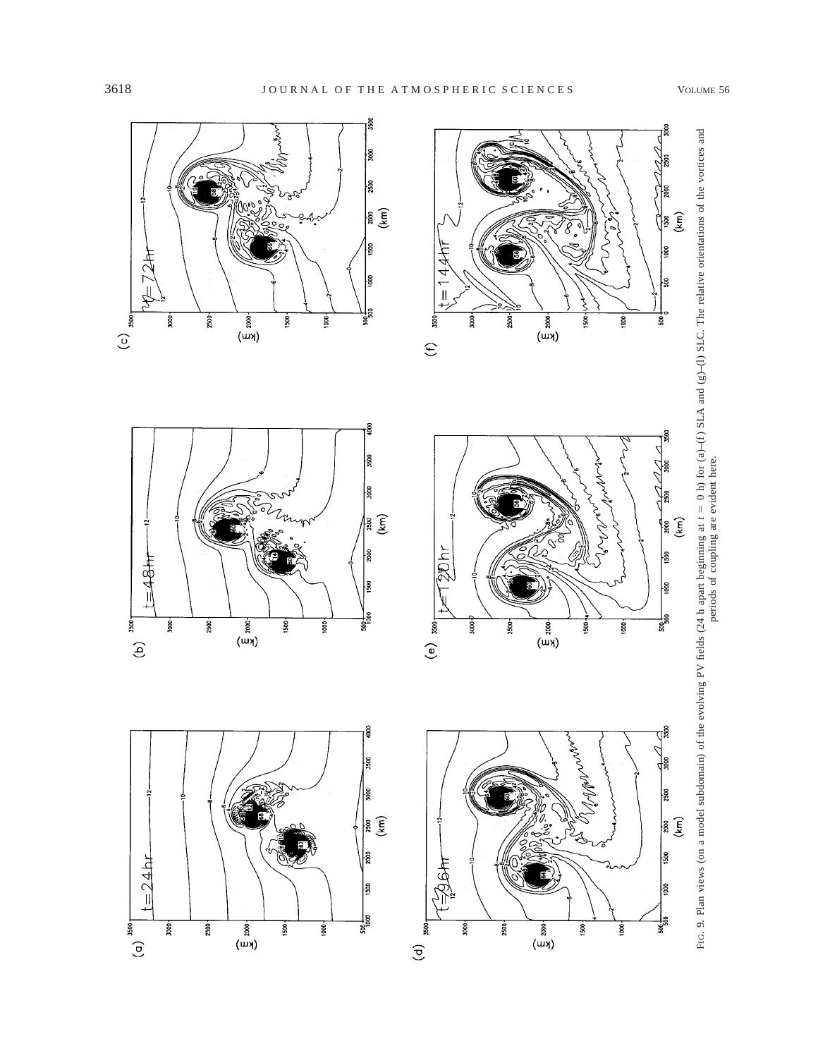FIG. 9. Plan views (on a model subdomain) of the evolving PV fields (24 h apart beginning at $t = 0$ h) for (a)–(f) SLA and (g)–(l) SLC. The relative orientations of the vortices and periods of coupling are evident here.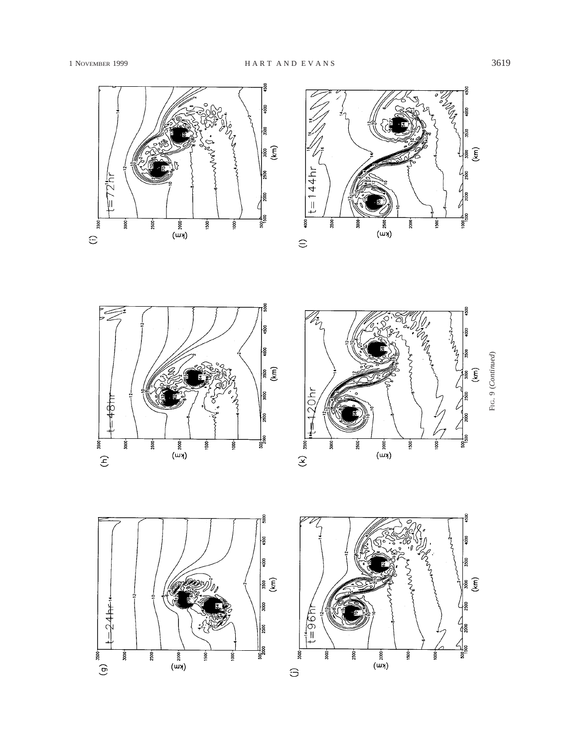FIG. 9 (*Continued*)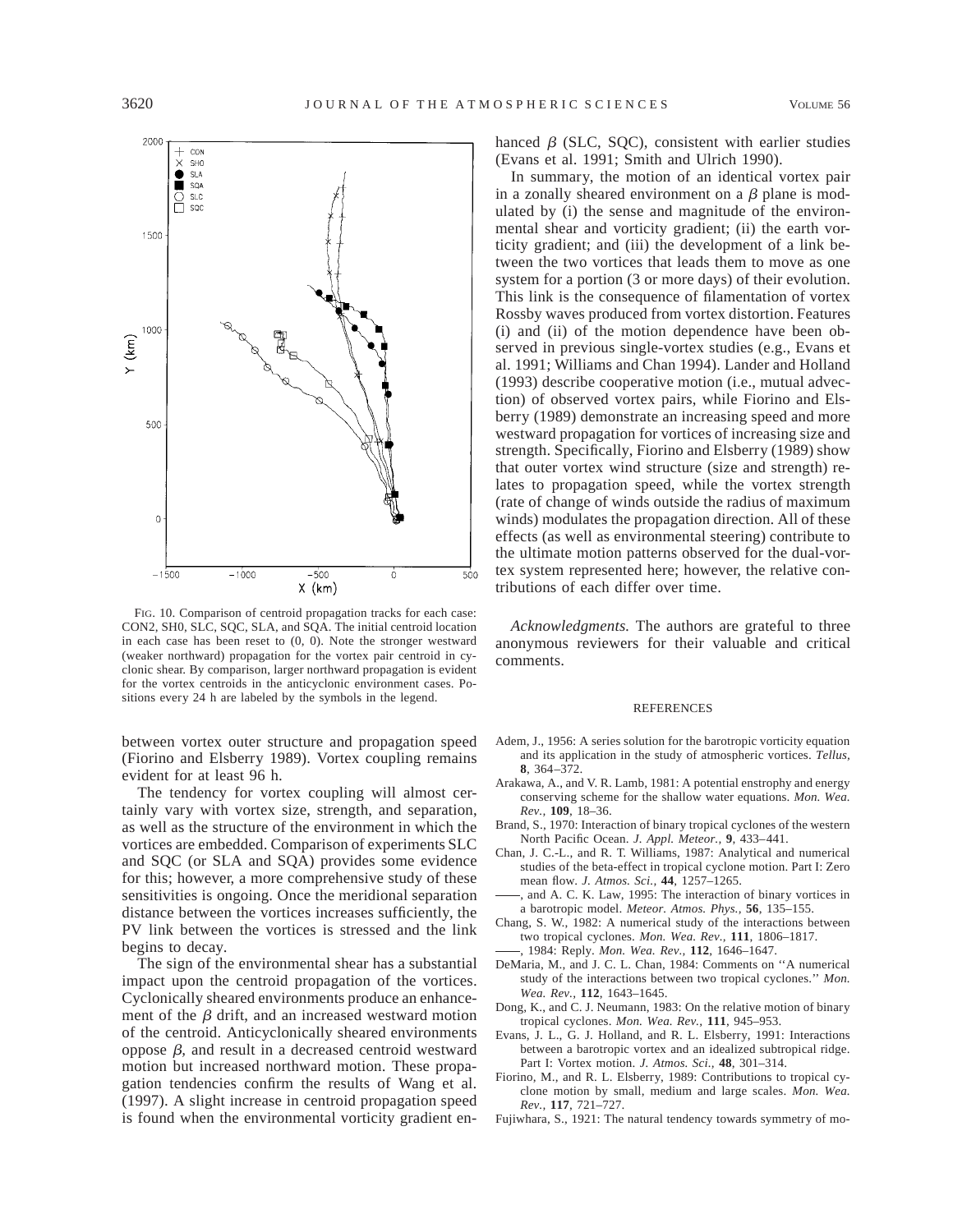FIG. 10. Comparison of centroid propagation tracks for each case: CON2, SH0, SLC, SQC, SLA, and SQA. The initial centroid location in each case has been reset to (0, 0). Note the stronger westward (weaker northward) propagation for the vortex pair centroid in cyclonic shear. By comparison, larger northward propagation is evident for the vortex centroids in the anticyclonic environment cases. Positions every 24 h are labeled by the symbols in the legend.

between vortex outer structure and propagation speed (Fiorino and Elsberry 1989). Vortex coupling remains evident for at least 96 h.

The tendency for vortex coupling will almost certainly vary with vortex size, strength, and separation, as well as the structure of the environment in which the vortices are embedded. Comparison of experiments SLC and SQC (or SLA and SQA) provides some evidence for this; however, a more comprehensive study of these sensitivities is ongoing. Once the meridional separation distance between the vortices increases sufficiently, the PV link between the vortices is stressed and the link begins to decay.

The sign of the environmental shear has a substantial impact upon the centroid propagation of the vortices. Cyclonically sheared environments produce an enhancement of the $\beta$ drift, and an increased westward motion of the centroid. Anticyclonically sheared environments oppose $\beta$, and result in a decreased centroid westward motion but increased northward motion. These propagation tendencies confirm the results of Wang et al. (1997). A slight increase in centroid propagation speed is found when the environmental vorticity gradient enhanced $\beta$ (SLC, SQC), consistent with earlier studies (Evans et al. 1991; Smith and Ulrich 1990).

In summary, the motion of an identical vortex pair in a zonally sheared environment on a $\beta$ plane is modulated by (i) the sense and magnitude of the environmental shear and vorticity gradient; (ii) the earth vorticity gradient; and (iii) the development of a link between the two vortices that leads them to move as one system for a portion (3 or more days) of their evolution. This link is the consequence of filamentation of vortex Rossby waves produced from vortex distortion. Features (i) and (ii) of the motion dependence have been observed in previous single-vortex studies (e.g., Evans et al. 1991; Williams and Chan 1994). Lander and Holland (1993) describe cooperative motion (i.e., mutual advection) of observed vortex pairs, while Fiorino and Elsberry (1989) demonstrate an increasing speed and more westward propagation for vortices of increasing size and strength. Specifically, Fiorino and Elsberry (1989) show that outer vortex wind structure (size and strength) relates to propagation speed, while the vortex strength (rate of change of winds outside the radius of maximum winds) modulates the propagation direction. All of these effects (as well as environmental steering) contribute to the ultimate motion patterns observed for the dual-vortex system represented here; however, the relative contributions of each differ over time.

*Acknowledgments.* The authors are grateful to three anonymous reviewers for their valuable and critical comments.

## REFERENCES

Adem, J., 1956: A series solution for the barotropic vorticity equation and its application in the study of atmospheric vortices. *Tellus*, **8**, 364–372.

Arakawa, A., and V. R. Lamb, 1981: A potential enstrophy and energy conserving scheme for the shallow water equations. *Mon. Wea. Rev.*, **109**, 18–36.

Brand, S., 1970: Interaction of binary tropical cyclones of the western North Pacific Ocean. *J. Appl. Meteor.*, **9**, 433–441.

Chan, J. C.-L., and R. T. Williams, 1987: Analytical and numerical studies of the beta-effect in tropical cyclone motion. Part I: Zero mean flow. *J. Atmos. Sci.*, **44**, 1257–1265.

——, and A. C. K. Law, 1995: The interaction of binary vortices in a barotropic model. *Meteor. Atmos. Phys.*, **56**, 135–155.

Chang, S. W., 1982: A numerical study of the interactions between two tropical cyclones. *Mon. Wea. Rev.*, **111**, 1806–1817.

——, 1984: Reply. *Mon. Wea. Rev.*, **112**, 1646–1647.

DeMaria, M., and J. C. L. Chan, 1984: Comments on ''A numerical study of the interactions between two tropical cyclones.'' *Mon. Wea. Rev.*, **112**, 1643–1645.

Dong, K., and C. J. Neumann, 1983: On the relative motion of binary tropical cyclones. *Mon. Wea. Rev.*, **111**, 945–953.

Evans, J. L., G. J. Holland, and R. L. Elsberry, 1991: Interactions between a barotropic vortex and an idealized subtropical ridge. Part I: Vortex motion. *J. Atmos. Sci.*, **48**, 301–314.

Fiorino, M., and R. L. Elsberry, 1989: Contributions to tropical cyclone motion by small, medium and large scales. *Mon. Wea. Rev.*, **117**, 721–727.

Fujiwhara, S., 1921: The natural tendency towards symmetry of mo-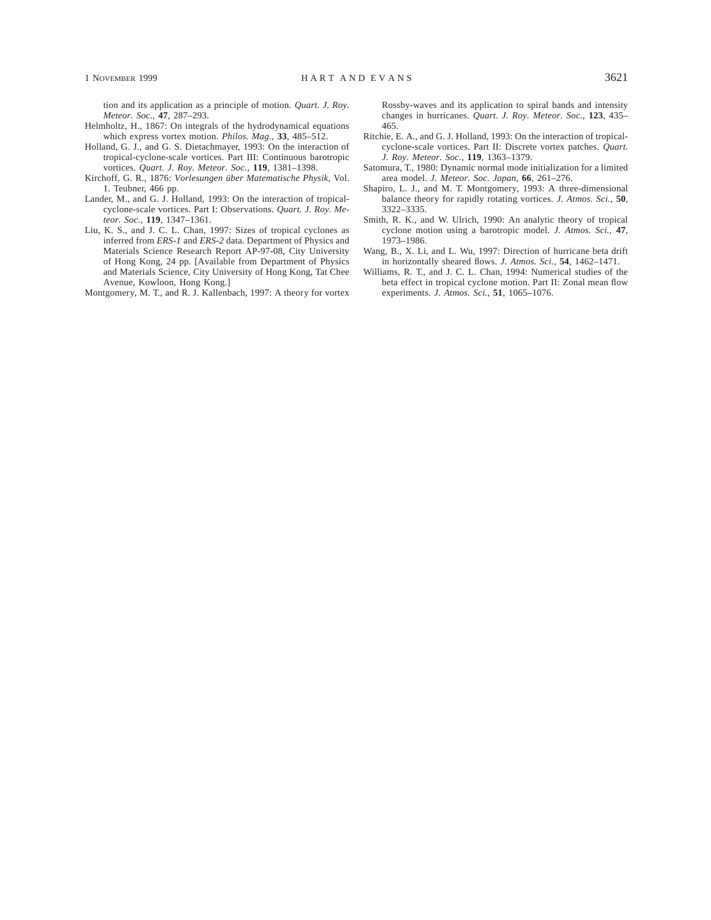tion and its application as a principle of motion. *Quart. J. Roy. Meteor. Soc.,* **47**, 287–293.

Helmholtz, H., 1867: On integrals of the hydrodynamical equations which express vortex motion. *Philos. Mag.,* **33**, 485–512.

Holland, G. J., and G. S. Dietachmayer, 1993: On the interaction of tropical-cyclone-scale vortices. Part III: Continuous barotropic vortices. *Quart. J. Roy. Meteor. Soc.,* **119**, 1381–1398.

Kirchoff, G. R., 1876: *Vorlesungen über Matematische Physik,* Vol. 1. Teubner, 466 pp.

Lander, M., and G. J. Holland, 1993: On the interaction of tropical-cyclone-scale vortices. Part I: Observations. *Quart. J. Roy. Meteor. Soc.,* **119**, 1347–1361.

Liu, K. S., and J. C. L. Chan, 1997: Sizes of tropical cyclones as inferred from *ERS-1* and *ERS-2* data. Department of Physics and Materials Science Research Report AP-97-08, City University of Hong Kong, 24 pp. [Available from Department of Physics and Materials Science, City University of Hong Kong, Tat Chee Avenue, Kowloon, Hong Kong.]

Montgomery, M. T., and R. J. Kallenbach, 1997: A theory for vortex Rossby-waves and its application to spiral bands and intensity changes in hurricanes. *Quart. J. Roy. Meteor. Soc.,* **123**, 435–465.

Ritchie, E. A., and G. J. Holland, 1993: On the interaction of tropical-cyclone-scale vortices. Part II: Discrete vortex patches. *Quart. J. Roy. Meteor. Soc.,* **119**, 1363–1379.

Satomura, T., 1980: Dynamic normal mode initialization for a limited area model. *J. Meteor. Soc. Japan,* **66**, 261–276.

Shapiro, L. J., and M. T. Montgomery, 1993: A three-dimensional balance theory for rapidly rotating vortices. *J. Atmos. Sci.,* **50**, 3322–3335.

Smith, R. K., and W. Ulrich, 1990: An analytic theory of tropical cyclone motion using a barotropic model. *J. Atmos. Sci.,* **47**, 1973–1986.

Wang, B., X. Li, and L. Wu, 1997: Direction of hurricane beta drift in horizontally sheared flows. *J. Atmos. Sci.,* **54**, 1462–1471.

Williams, R. T., and J. C. L. Chan, 1994: Numerical studies of the beta effect in tropical cyclone motion. Part II: Zonal mean flow experiments. *J. Atmos. Sci.,* **51**, 1065–1076.